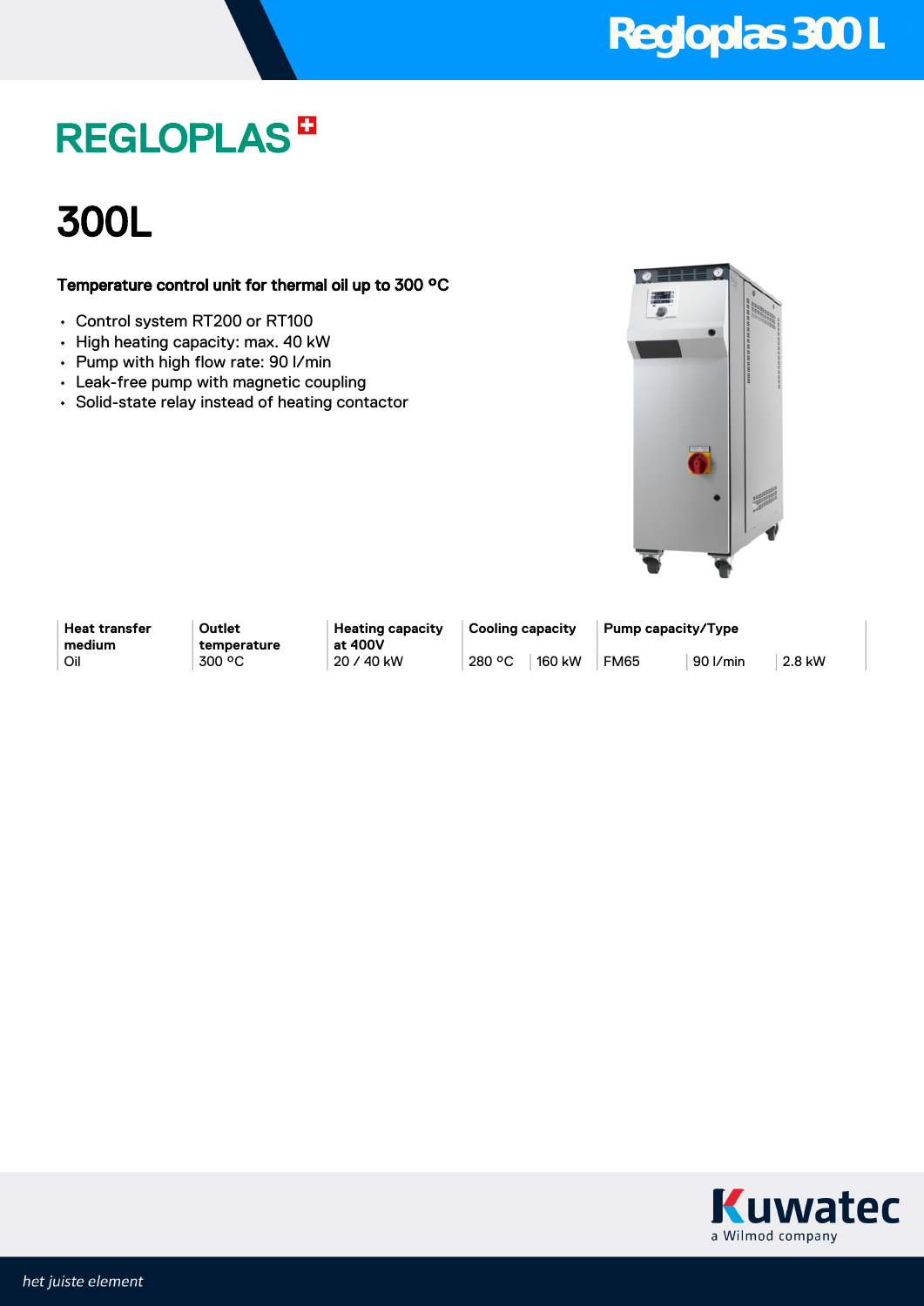# REGLOPLAS

## 300L

**Temperature control unit for thermal oil up to 300 °C**

- Control system RT200 or RT100
- High heating capacity: max. 40 kW
- Pump with high flow rate: 90 l/min
- Leak-free pump with magnetic coupling
- Solid-state relay instead of heating contactor

| Heat transfer medium | Outlet temperature | Heating capacity at 400V | Cooling capacity | | Pump capacity/Type | | |
|---|---|---|---|---|---|---|---|
| Oil | 300 °C | 20 / 40 kW | 280 °C | 160 kW | FM65 | 90 l/min | 2.8 kW |

Kuwatec
a Wilmod company

*het juiste element*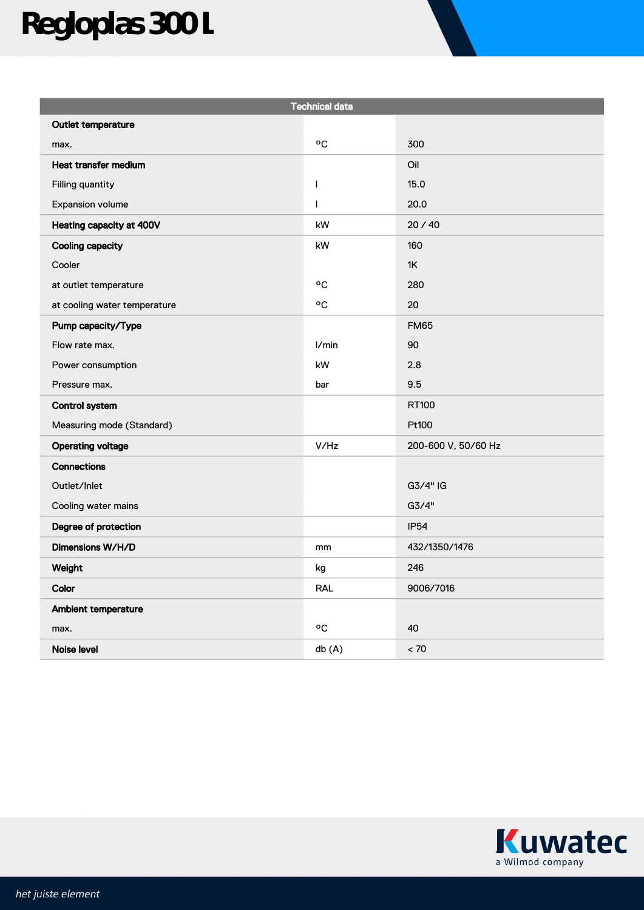# Regloplas 300 L

| Technical data | | |
|---|---|---|
| **Outlet temperature** | | |
| max. | °C | 300 |
| **Heat transfer medium** | | Oil |
| Filling quantity | l | 15.0 |
| Expansion volume | l | 20.0 |
| **Heating capacity at 400V** | kW | 20 / 40 |
| **Cooling capacity** | kW | 160 |
| Cooler | | 1K |
| at outlet temperature | °C | 280 |
| at cooling water temperature | °C | 20 |
| **Pump capacity/Type** | | FM65 |
| Flow rate max. | l/min | 90 |
| Power consumption | kW | 2.8 |
| Pressure max. | bar | 9.5 |
| **Control system** | | RT100 |
| Measuring mode (Standard) | | Pt100 |
| **Operating voltage** | V/Hz | 200-600 V, 50/60 Hz |
| **Connections** | | |
| Outlet/Inlet | | G3/4" IG |
| Cooling water mains | | G3/4" |
| **Degree of protection** | | IP54 |
| **Dimensions W/H/D** | mm | 432/1350/1476 |
| **Weight** | kg | 246 |
| **Color** | RAL | 9006/7016 |
| **Ambient temperature** | | |
| max. | °C | 40 |
| **Noise level** | db (A) | < 70 |

Kuwatec
a Wilmod company

*het juiste element*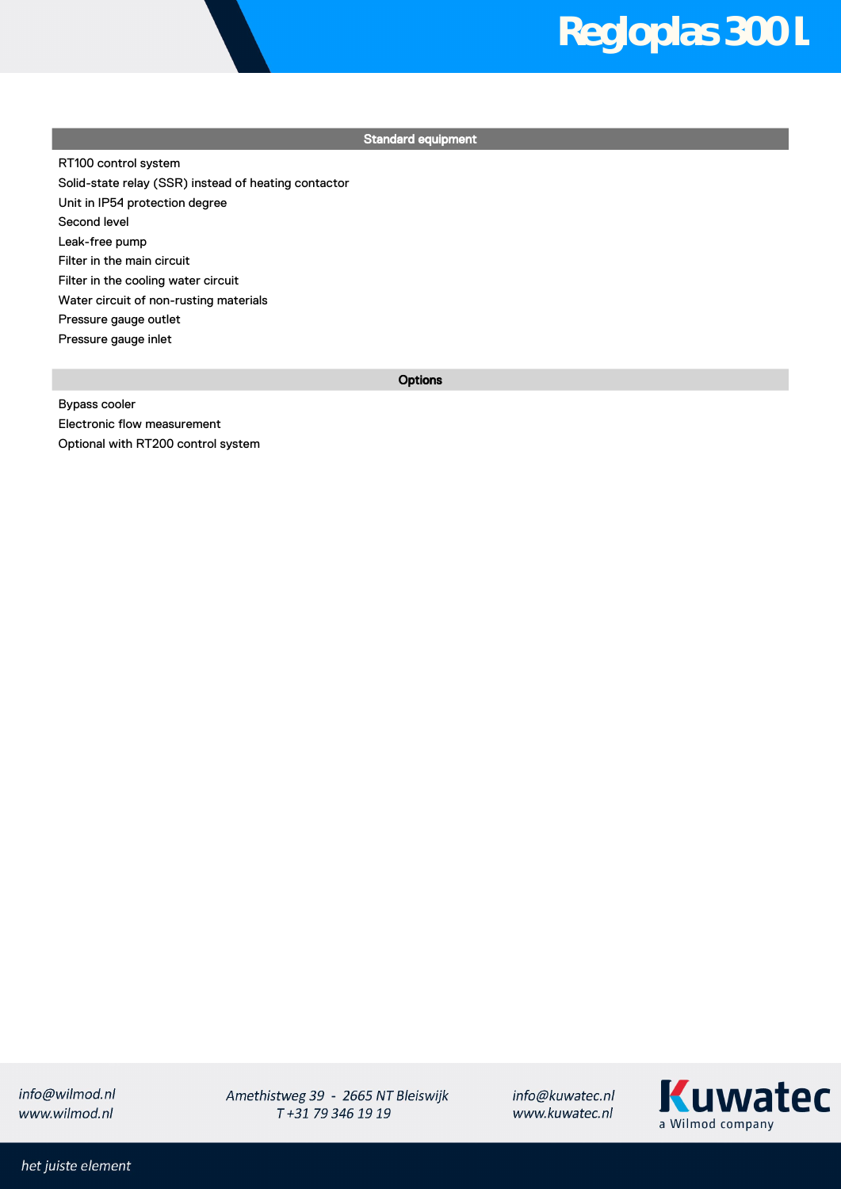## Standard equipment

- RT100 control system
- Solid-state relay (SSR) instead of heating contactor
- Unit in IP54 protection degree
- Second level
- Leak-free pump
- Filter in the main circuit
- Filter in the cooling water circuit
- Water circuit of non-rusting materials
- Pressure gauge outlet
- Pressure gauge inlet

## Options

- Bypass cooler
- Electronic flow measurement
- Optional with RT200 control system